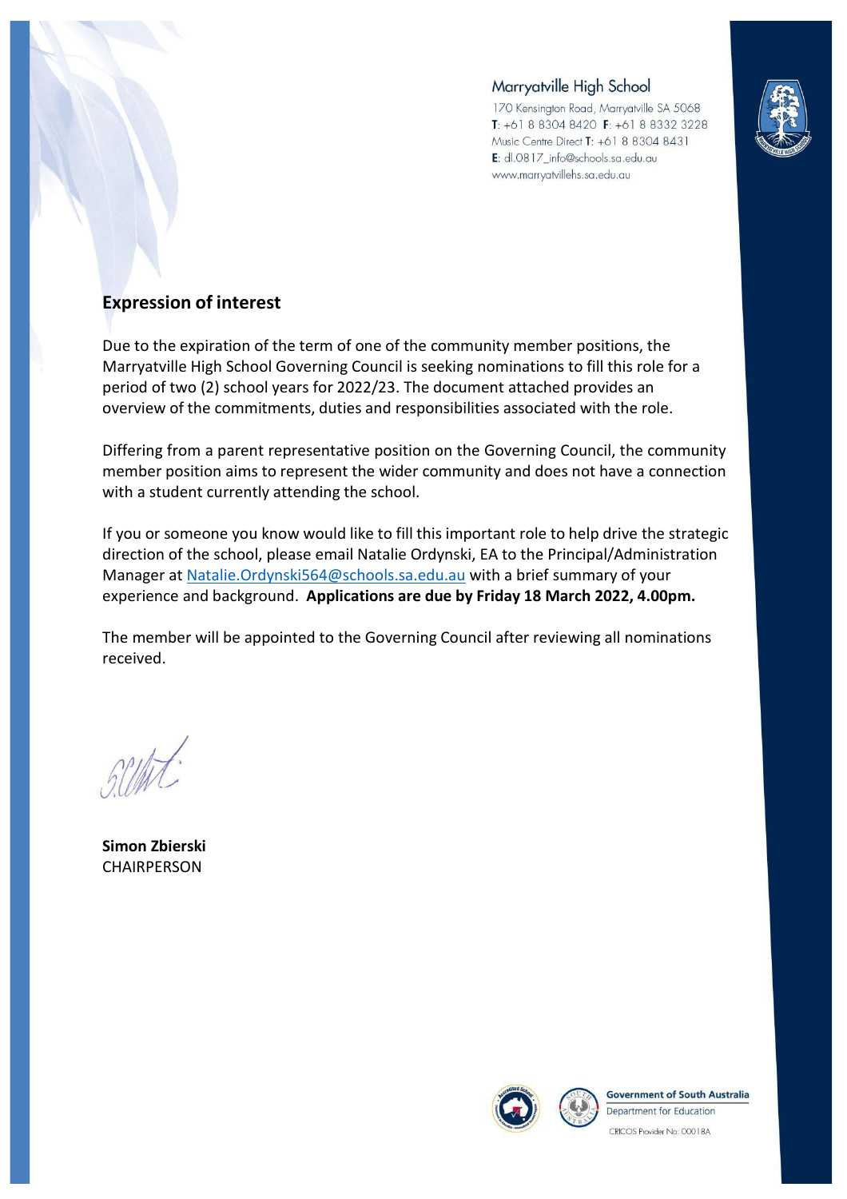Marryatville High School

170 Kensington Road, Marryatville SA 5068
T: +61 8 8304 8420 F: +61 8 8332 3228
Music Centre Direct T: +61 8 8304 8431
E: dl.0817_info@schools.sa.edu.au
www.marryatvillehs.sa.edu.au

## Expression of interest

Due to the expiration of the term of one of the community member positions, the Marryatville High School Governing Council is seeking nominations to fill this role for a period of two (2) school years for 2022/23. The document attached provides an overview of the commitments, duties and responsibilities associated with the role.

Differing from a parent representative position on the Governing Council, the community member position aims to represent the wider community and does not have a connection with a student currently attending the school.

If you or someone you know would like to fill this important role to help drive the strategic direction of the school, please email Natalie Ordynski, EA to the Principal/Administration Manager at Natalie.Ordynski564@schools.sa.edu.au with a brief summary of your experience and background. **Applications are due by Friday 18 March 2022, 4.00pm.**

The member will be appointed to the Governing Council after reviewing all nominations received.

**Simon Zbierski**
CHAIRPERSON

Government of South Australia
Department for Education

CRICOS Provider No: 00018A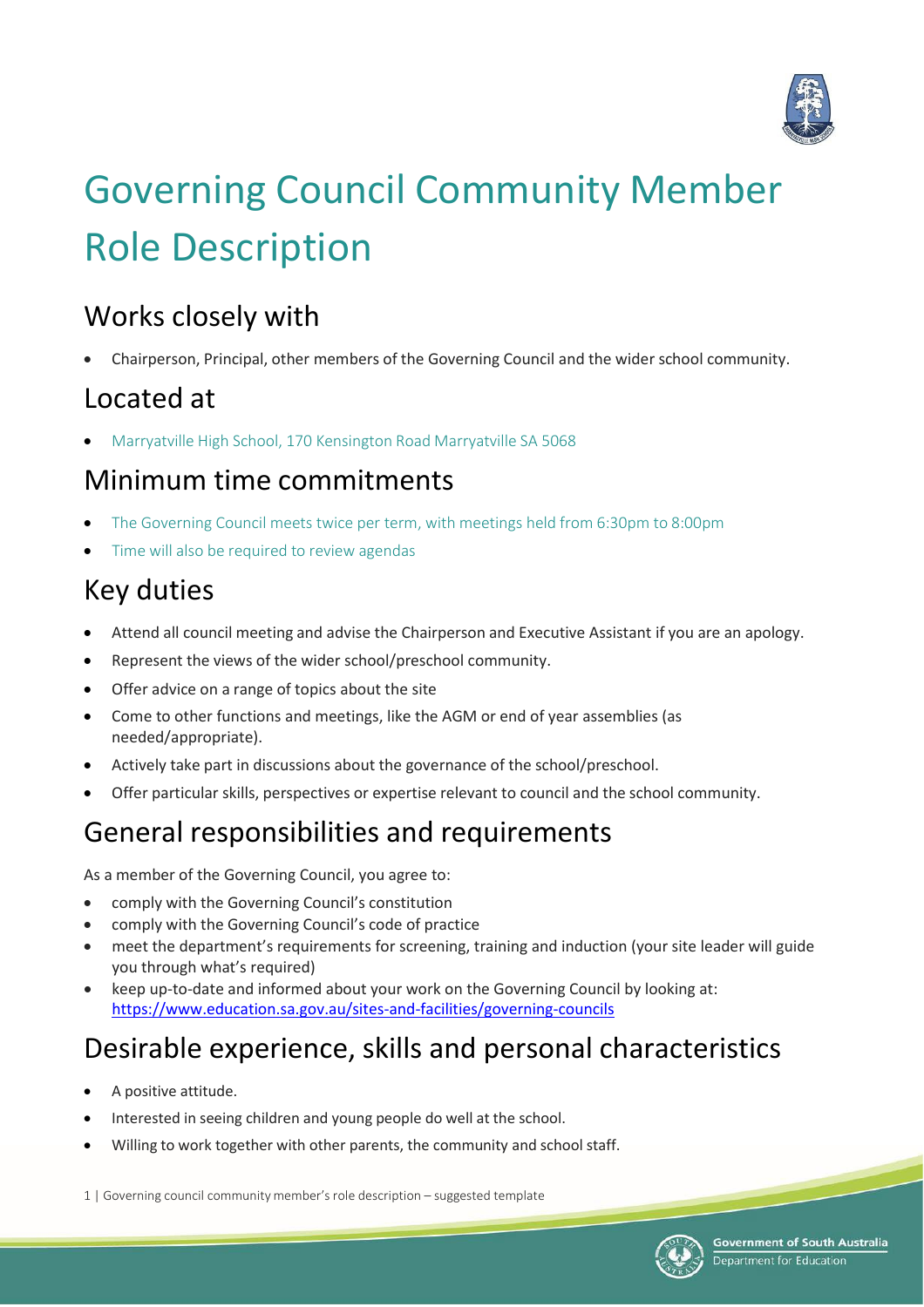# Governing Council Community Member Role Description

## Works closely with

- Chairperson, Principal, other members of the Governing Council and the wider school community.

## Located at

- Marryatville High School, 170 Kensington Road Marryatville SA 5068

## Minimum time commitments

- The Governing Council meets twice per term, with meetings held from 6:30pm to 8:00pm
- Time will also be required to review agendas

## Key duties

- Attend all council meeting and advise the Chairperson and Executive Assistant if you are an apology.
- Represent the views of the wider school/preschool community.
- Offer advice on a range of topics about the site
- Come to other functions and meetings, like the AGM or end of year assemblies (as needed/appropriate).
- Actively take part in discussions about the governance of the school/preschool.
- Offer particular skills, perspectives or expertise relevant to council and the school community.

## General responsibilities and requirements

As a member of the Governing Council, you agree to:

- comply with the Governing Council's constitution
- comply with the Governing Council's code of practice
- meet the department's requirements for screening, training and induction (your site leader will guide you through what's required)
- keep up-to-date and informed about your work on the Governing Council by looking at: https://www.education.sa.gov.au/sites-and-facilities/governing-councils

## Desirable experience, skills and personal characteristics

- A positive attitude.
- Interested in seeing children and young people do well at the school.
- Willing to work together with other parents, the community and school staff.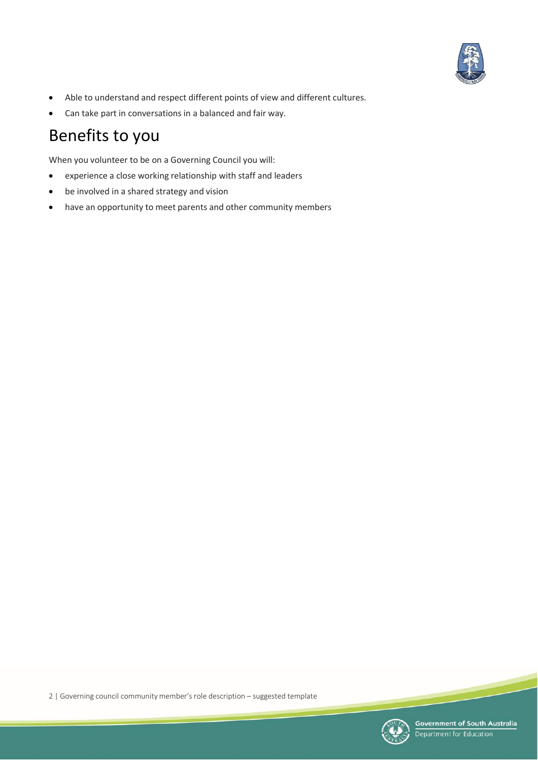- Able to understand and respect different points of view and different cultures.
- Can take part in conversations in a balanced and fair way.

## Benefits to you

When you volunteer to be on a Governing Council you will:

- experience a close working relationship with staff and leaders
- be involved in a shared strategy and vision
- have an opportunity to meet parents and other community members